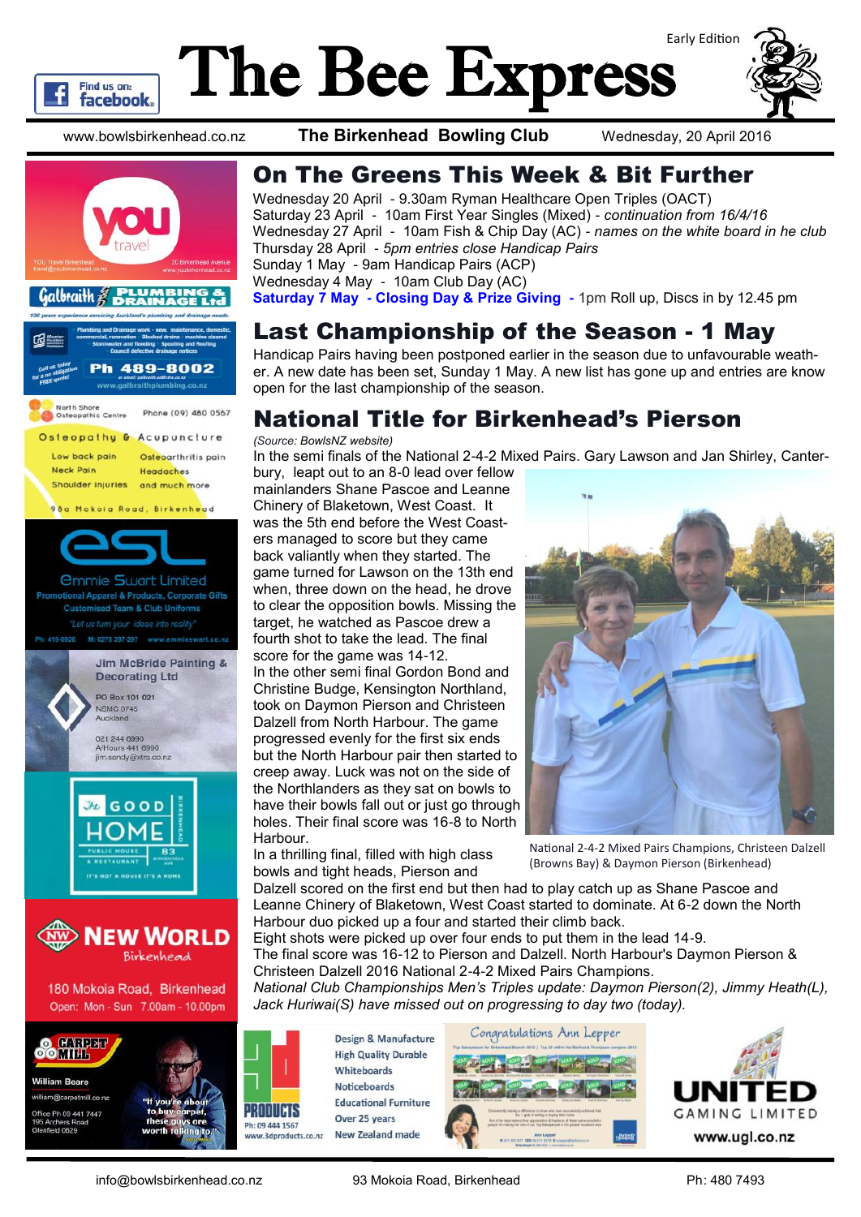# The Bee Express

Early Edition

www.bowlsbirkenhead.co.nz | **The Birkenhead Bowling Club** | Wednesday, 20 April 2016

## On The Greens This Week & Bit Further

Wednesday 20 April - 9.30am Ryman Healthcare Open Triples (OACT)
Saturday 23 April - 10am First Year Singles (Mixed) - *continuation from 16/4/16*
Wednesday 27 April - 10am Fish & Chip Day (AC) - *names on the white board in he club*
Thursday 28 April - *5pm entries close Handicap Pairs*
Sunday 1 May - 9am Handicap Pairs (ACP)
Wednesday 4 May - 10am Club Day (AC)
**Saturday 7 May - Closing Day & Prize Giving -** 1pm Roll up, Discs in by 12.45 pm

## Last Championship of the Season - 1 May

Handicap Pairs having been postponed earlier in the season due to unfavourable weather. A new date has been set, Sunday 1 May. A new list has gone up and entries are know open for the last championship of the season.

## National Title for Birkenhead's Pierson

*(Source: BowlsNZ website)*

In the semi finals of the National 2-4-2 Mixed Pairs. Gary Lawson and Jan Shirley, Canterbury, leapt out to an 8-0 lead over fellow mainlanders Shane Pascoe and Leanne Chinery of Blaketown, West Coast. It was the 5th end before the West Coasters managed to score but they came back valiantly when they started. The game turned for Lawson on the 13th end when, three down on the head, he drove to clear the opposition bowls. Missing the target, he watched as Pascoe drew a fourth shot to take the lead. The final score for the game was 14-12.

In the other semi final Gordon Bond and Christine Budge, Kensington Northland, took on Daymon Pierson and Christeen Dalzell from North Harbour. The game progressed evenly for the first six ends but the North Harbour pair then started to creep away. Luck was not on the side of the Northlanders as they sat on bowls to have their bowls fall out or just go through holes. Their final score was 16-8 to North Harbour.

National 2-4-2 Mixed Pairs Champions, Christeen Dalzell (Browns Bay) & Daymon Pierson (Birkenhead)

In a thrilling final, filled with high class bowls and tight heads, Pierson and Dalzell scored on the first end but then had to play catch up as Shane Pascoe and Leanne Chinery of Blaketown, West Coast started to dominate. At 6-2 down the North Harbour duo picked up a four and started their climb back.

Eight shots were picked up over four ends to put them in the lead 14-9.

The final score was 16-12 to Pierson and Dalzell. North Harbour's Daymon Pierson & Christeen Dalzell 2016 National 2-4-2 Mixed Pairs Champions.

*National Club Championships Men's Triples update: Daymon Pierson(2), Jimmy Heath(L), Jack Huriwai(S) have missed out on progressing to day two (today).*

---

You travel — YOU Travel Birkenhead, travel@youbirkenhead.co.nz, 20 Birkenhead Avenue, www.youbirkenhead.co.nz

Galbraith Plumbing & Drainage Ltd — 100 years experience servicing Auckland's plumbing and drainage needs. Plumbing and Drainage work - new, maintenance, domestic, commercial, renovation · Blocked drains - machine cleared · Stormwater and flooding · Spouting and Roofing · Council defective drainage notices. Call us today for a no obligation FREE quote! Ph 489-8002, or email: galbraith.pd@xtra.co.nz, www.galbraithplumbing.co.nz

North Shore Osteopathic Centre — Phone (09) 480 0567. Osteopathy & Acupuncture. Low back pain, Osteoarthritis pain, Neck Pain, Headaches, Shoulder injuries and much more. 98a Mokoia Road, Birkenhead

esl — Emmie Swart Limited. Promotional Apparel & Products, Corporate Gifts, Customised Team & Club Uniforms. "Let us turn your ideas into reality". Ph: 419-0926, M: 0275 287 297, www.emmieswart.co.nz

Jim McBride Painting & Decorating Ltd — PO Box 101 021, NSMC 0745, Auckland. 021 244 6990, A/Hours 441 6990, jim.sandy@xtra.co.nz

The Good Home Birkenhead — Public House & Restaurant, 83 Birkenhead Ave. It's not a house it's a home

New World Birkenhead — 180 Mokoia Road, Birkenhead. Open: Mon - Sun 7.00am - 10.00pm

Carpet Mill — William Beare, william@carpetmill.co.nz, Office Ph 09 441 7447, 195 Archers Road, Glenfield 0629. "If you're about to buy carpet, these guys are worth talking to."

3D Products — Design & Manufacture, High Quality Durable Whiteboards, Noticeboards, Educational Furniture, Over 25 years, New Zealand made. Ph: 09 444 1567, www.3dproducts.co.nz

Congratulations Ann Lepper

United Gaming Limited — www.ugl.co.nz

---

info@bowlsbirkenhead.co.nz | 93 Mokoia Road, Birkenhead | Ph: 480 7493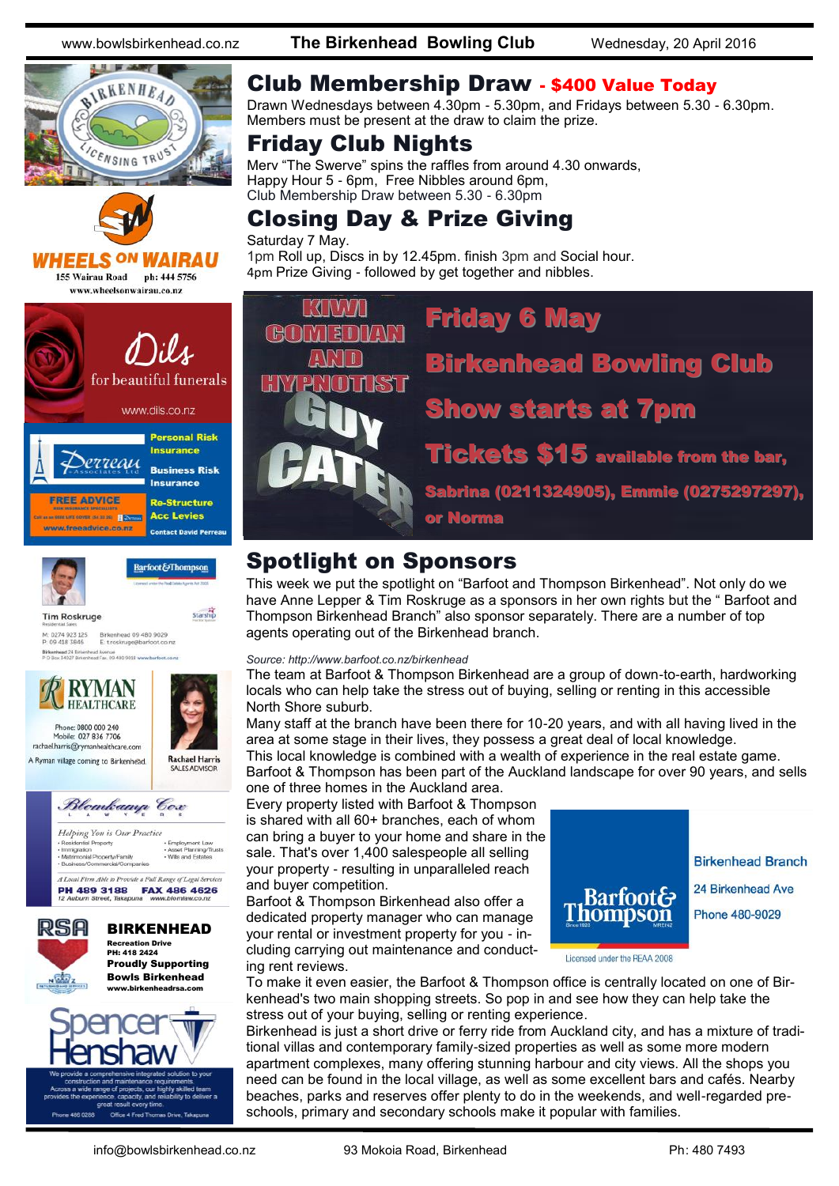# Club Membership Draw - $400 Value Today

Drawn Wednesdays between 4.30pm - 5.30pm, and Fridays between 5.30 - 6.30pm. Members must be present at the draw to claim the prize.

# Friday Club Nights

Merv "The Swerve" spins the raffles from around 4.30 onwards,
Happy Hour 5 - 6pm, Free Nibbles around 6pm,
Club Membership Draw between 5.30 - 6.30pm

# Closing Day & Prize Giving

Saturday 7 May.
1pm Roll up, Discs in by 12.45pm. finish 3pm and Social hour.
4pm Prize Giving - followed by get together and nibbles.

KIWI COMEDIAN AND HYPNOTIST GUY CATER

Friday 6 May

Birkenhead Bowling Club

Show starts at 7pm

Tickets $15 available from the bar, Sabrina (0211324905), Emmie (0275297297), or Norma

# Spotlight on Sponsors

This week we put the spotlight on "Barfoot and Thompson Birkenhead". Not only do we have Anne Lepper & Tim Roskruge as a sponsors in her own rights but the " Barfoot and Thompson Birkenhead Branch" also sponsor separately. There are a number of top agents operating out of the Birkenhead branch.

*Source: http://www.barfoot.co.nz/birkenhead*

The team at Barfoot & Thompson Birkenhead are a group of down-to-earth, hardworking locals who can help take the stress out of buying, selling or renting in this accessible North Shore suburb.

Many staff at the branch have been there for 10-20 years, and with all having lived in the area at some stage in their lives, they possess a great deal of local knowledge.

This local knowledge is combined with a wealth of experience in the real estate game. Barfoot & Thompson has been part of the Auckland landscape for over 90 years, and sells one of three homes in the Auckland area.

Every property listed with Barfoot & Thompson is shared with all 60+ branches, each of whom can bring a buyer to your home and share in the sale. That's over 1,400 salespeople all selling your property - resulting in unparalleled reach and buyer competition.

Barfoot & Thompson Birkenhead also offer a dedicated property manager who can manage your rental or investment property for you - including carrying out maintenance and conducting rent reviews.

Barfoot & Thompson
Birkenhead Branch
24 Birkenhead Ave
Phone 480-9029
Licensed under the REAA 2008

To make it even easier, the Barfoot & Thompson office is centrally located on one of Birkenhead's two main shopping streets. So pop in and see how they can help take the stress out of your buying, selling or renting experience.

Birkenhead is just a short drive or ferry ride from Auckland city, and has a mixture of traditional villas and contemporary family-sized properties as well as some more modern apartment complexes, many offering stunning harbour and city views. All the shops you need can be found in the local village, as well as some excellent bars and cafés. Nearby beaches, parks and reserves offer plenty to do in the weekends, and well-regarded pre-schools, primary and secondary schools make it popular with families.

---

Birkenhead Licensing Trust

WHEELS ON WAIRAU
155 Wairau Road ph: 444 5756
www.wheelsonwairau.co.nz

Dils for beautiful funerals
www.dils.co.nz

Perreau Associates Ltd
Personal Risk Insurance
Business Risk Insurance
Re-Structure
Acc Levies
FREE ADVICE
www.freeadvice.co.nz
Contact David Perreau

Barfoot & Thompson
Tim Roskruge
Residential Sales
M: 0274 923 125 Birkenhead 09 480 9029
P: 09 418 3846 E: troskruge@barfoot.co.nz
Birkenhead 24 Birkenhead Avenue
P O Box 34027 Birkenhead Fax: 09 480 9059 www.barfoot.co.nz

RYMAN HEALTHCARE
Phone: 0800 000 240
Mobile: 027 836 7706
rachael.harris@rymanhealthcare.com
A Ryman village coming to Birkenhead.
Rachael Harris
SALES ADVISOR

Blomkamp Cox LAWYERS
Helping You is Our Practice
- Residential Property
- Immigration
- Matrimonial Property/Family
- Business/Commercial/Companies
- Employment Law
- Asset Planning/Trusts
- Wills and Estates

A Local Firm Able to Provide a Full Range of Legal Services
PH 489 3188 FAX 486 4626
12 Auburn Street, Takapuna www.blomlaw.co.nz

RSA BIRKENHEAD
Recreation Drive
PH: 418 2424
Proudly Supporting Bowls Birkenhead
www.birkenheadrsa.com

Spencer Henshaw
We provide a comprehensive integrated solution to your construction and maintenance requirements. Across a wide range of projects, our highly skilled team provides the experience, capacity, and reliability to deliver a great result every time.
Phone 486 0288 Office 4 Fred Thomas Drive, Takapuna